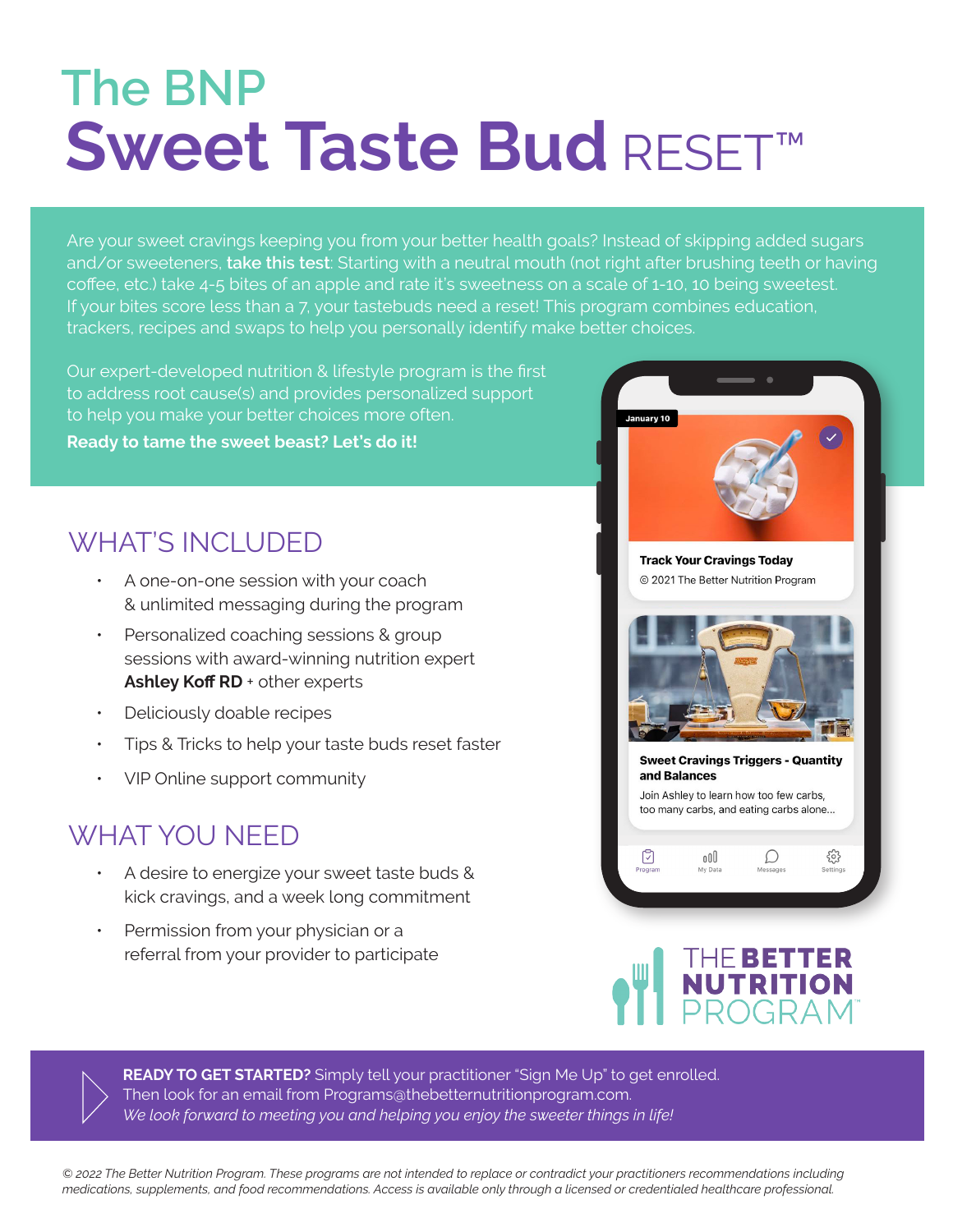# The BNP
# Sweet Taste Bud RESET™

Are your sweet cravings keeping you from your better health goals? Instead of skipping added sugars and/or sweeteners, **take this test**: Starting with a neutral mouth (not right after brushing teeth or having coffee, etc.) take 4-5 bites of an apple and rate it's sweetness on a scale of 1-10, 10 being sweetest. If your bites score less than a 7, your tastebuds need a reset! This program combines education, trackers, recipes and swaps to help you personally identify make better choices.

Our expert-developed nutrition & lifestyle program is the first to address root cause(s) and provides personalized support to help you make your better choices more often.

**Ready to tame the sweet beast? Let's do it!**

January 10

**Track Your Cravings Today**

© 2021 The Better Nutrition Program

**Sweet Cravings Triggers - Quantity and Balances**

Join Ashley to learn how too few carbs, too many carbs, and eating carbs alone...

Program | My Data | Messages | Settings

## WHAT'S INCLUDED

- A one-on-one session with your coach & unlimited messaging during the program
- Personalized coaching sessions & group sessions with award-winning nutrition expert **Ashley Koff RD** + other experts
- Deliciously doable recipes
- Tips & Tricks to help your taste buds reset faster
- VIP Online support community

## WHAT YOU NEED

- A desire to energize your sweet taste buds & kick cravings, and a week long commitment
- Permission from your physician or a referral from your provider to participate

THE BETTER NUTRITION PROGRAM™

**READY TO GET STARTED?** Simply tell your practitioner "Sign Me Up" to get enrolled. Then look for an email from Programs@thebetternutritionprogram.com.
*We look forward to meeting you and helping you enjoy the sweeter things in life!*

*© 2022 The Better Nutrition Program. These programs are not intended to replace or contradict your practitioners recommendations including medications, supplements, and food recommendations. Access is available only through a licensed or credentialed healthcare professional.*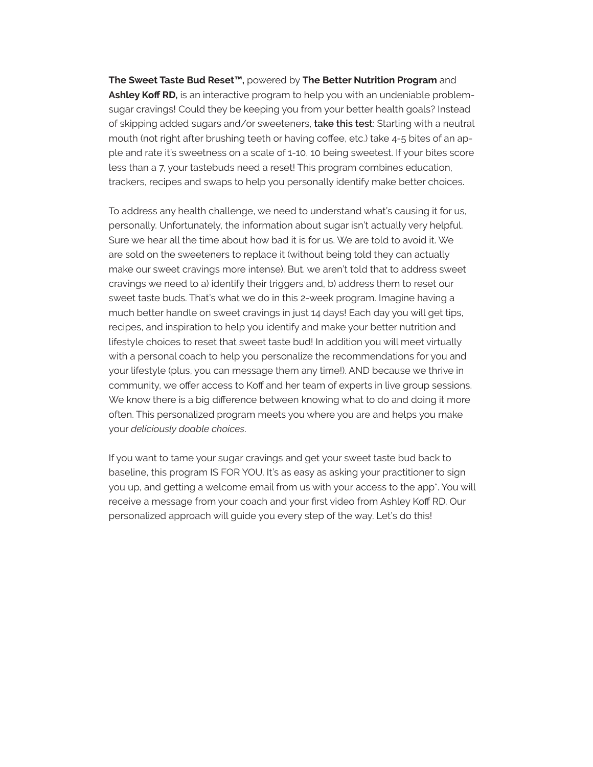**The Sweet Taste Bud Reset™,** powered by **The Better Nutrition Program** and **Ashley Koff RD,** is an interactive program to help you with an undeniable problem-sugar cravings! Could they be keeping you from your better health goals? Instead of skipping added sugars and/or sweeteners, **take this test**: Starting with a neutral mouth (not right after brushing teeth or having coffee, etc.) take 4-5 bites of an apple and rate it's sweetness on a scale of 1-10, 10 being sweetest. If your bites score less than a 7, your tastebuds need a reset! This program combines education, trackers, recipes and swaps to help you personally identify make better choices.

To address any health challenge, we need to understand what's causing it for us, personally. Unfortunately, the information about sugar isn't actually very helpful. Sure we hear all the time about how bad it is for us. We are told to avoid it. We are sold on the sweeteners to replace it (without being told they can actually make our sweet cravings more intense). But. we aren't told that to address sweet cravings we need to a) identify their triggers and, b) address them to reset our sweet taste buds. That's what we do in this 2-week program. Imagine having a much better handle on sweet cravings in just 14 days! Each day you will get tips, recipes, and inspiration to help you identify and make your better nutrition and lifestyle choices to reset that sweet taste bud! In addition you will meet virtually with a personal coach to help you personalize the recommendations for you and your lifestyle (plus, you can message them any time!). AND because we thrive in community, we offer access to Koff and her team of experts in live group sessions. We know there is a big difference between knowing what to do and doing it more often. This personalized program meets you where you are and helps you make your *deliciously doable choices*.

If you want to tame your sugar cravings and get your sweet taste bud back to baseline, this program IS FOR YOU. It's as easy as asking your practitioner to sign you up, and getting a welcome email from us with your access to the app*. You will receive a message from your coach and your first video from Ashley Koff RD. Our personalized approach will guide you every step of the way. Let's do this!